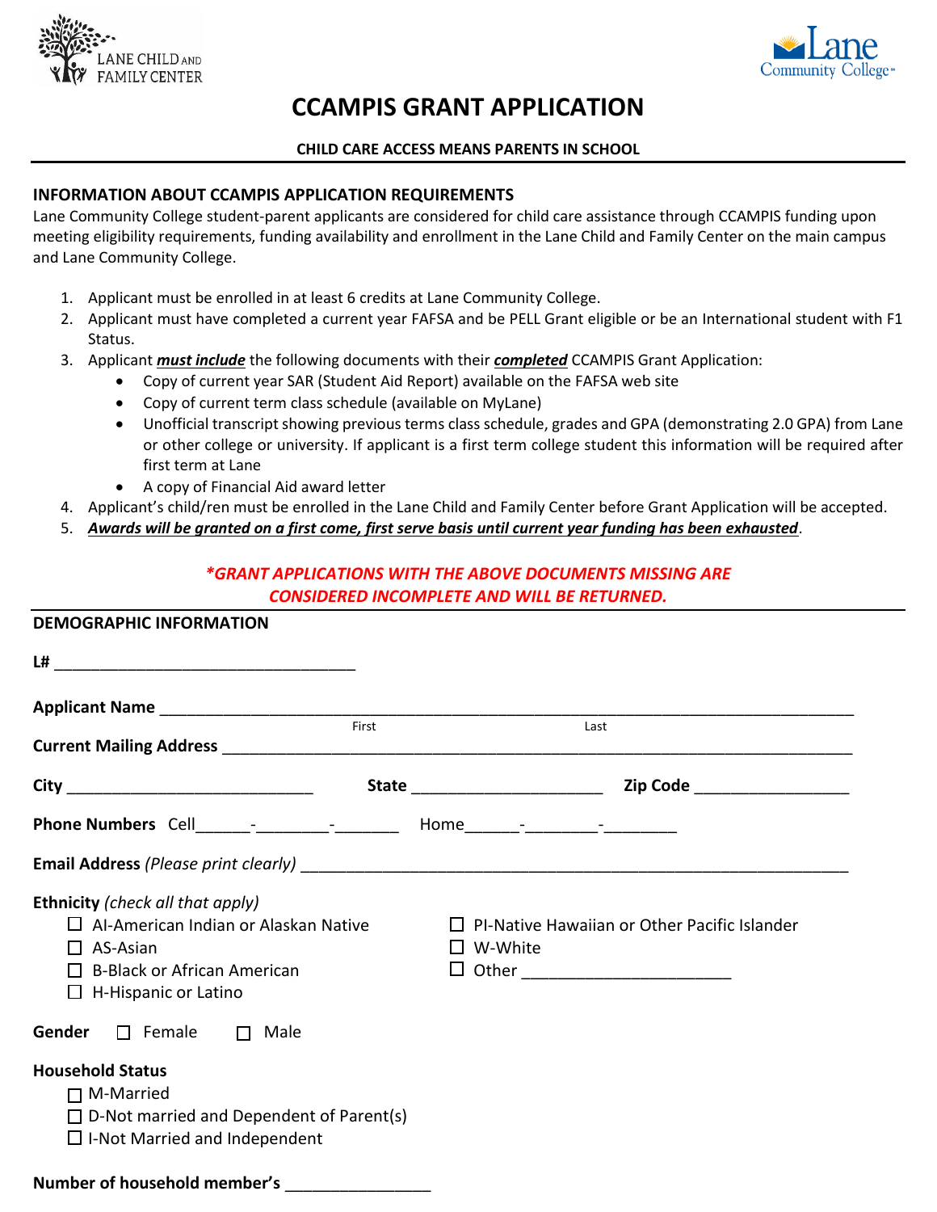LANE CHILD AND FAMILY CENTER

Lane Community College

# CCAMPIS GRANT APPLICATION

**CHILD CARE ACCESS MEANS PARENTS IN SCHOOL**

## INFORMATION ABOUT CCAMPIS APPLICATION REQUIREMENTS

Lane Community College student-parent applicants are considered for child care assistance through CCAMPIS funding upon meeting eligibility requirements, funding availability and enrollment in the Lane Child and Family Center on the main campus and Lane Community College.

1. Applicant must be enrolled in at least 6 credits at Lane Community College.
2. Applicant must have completed a current year FAFSA and be PELL Grant eligible or be an International student with F1 Status.
3. Applicant ***must include*** the following documents with their ***completed*** CCAMPIS Grant Application:
   - Copy of current year SAR (Student Aid Report) available on the FAFSA web site
   - Copy of current term class schedule (available on MyLane)
   - Unofficial transcript showing previous terms class schedule, grades and GPA (demonstrating 2.0 GPA) from Lane or other college or university. If applicant is a first term college student this information will be required after first term at Lane
   - A copy of Financial Aid award letter
4. Applicant's child/ren must be enrolled in the Lane Child and Family Center before Grant Application will be accepted.
5. ***Awards will be granted on a first come, first serve basis until current year funding has been exhausted***.

***\*GRANT APPLICATIONS WITH THE ABOVE DOCUMENTS MISSING ARE CONSIDERED INCOMPLETE AND WILL BE RETURNED.***

## DEMOGRAPHIC INFORMATION

**L#** ___________________________________

**Applicant Name** ____________________________________________________________________________
First Last

**Current Mailing Address** ______________________________________________________________________

**City** ____________________________ **State** ______________________ **Zip Code** _________________

**Phone Numbers** Cell______-________-_______ Home______-________-________

**Email Address** *(Please print clearly)* ______________________________________________________________

**Ethnicity** *(check all that apply)*

- ☐ AI-American Indian or Alaskan Native
- ☐ AS-Asian
- ☐ B-Black or African American
- ☐ H-Hispanic or Latino
- ☐ PI-Native Hawaiian or Other Pacific Islander
- ☐ W-White
- ☐ Other ______________________

**Gender** ☐ Female ☐ Male

**Household Status**

- ☐ M-Married
- ☐ D-Not married and Dependent of Parent(s)
- ☐ I-Not Married and Independent

**Number of household member's** ________________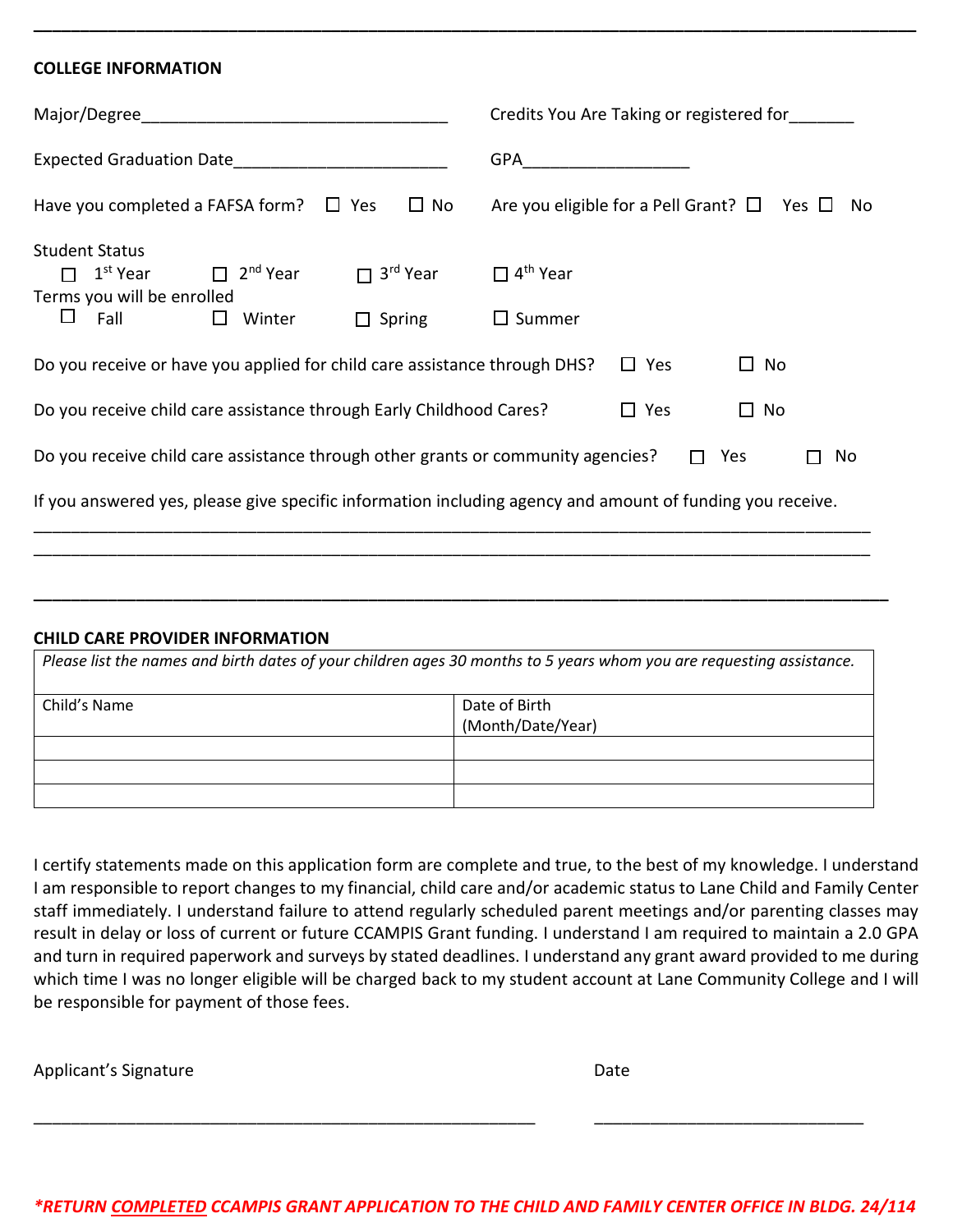## COLLEGE INFORMATION

Major/Degree_______________________________ Credits You Are Taking or registered for_______

Expected Graduation Date_______________________ GPA_________________

Have you completed a FAFSA form? ☐ Yes ☐ No Are you eligible for a Pell Grant? ☐ Yes ☐ No

Student Status
☐ 1st Year ☐ 2nd Year ☐ 3rd Year ☐ 4th Year

Terms you will be enrolled
☐ Fall ☐ Winter ☐ Spring ☐ Summer

Do you receive or have you applied for child care assistance through DHS? ☐ Yes ☐ No

Do you receive child care assistance through Early Childhood Cares? ☐ Yes ☐ No

Do you receive child care assistance through other grants or community agencies? ☐ Yes ☐ No

If you answered yes, please give specific information including agency and amount of funding you receive.

_____________________________________________________________________________________

_____________________________________________________________________________________

## CHILD CARE PROVIDER INFORMATION

*Please list the names and birth dates of your children ages 30 months to 5 years whom you are requesting assistance.*

| Child's Name | Date of Birth (Month/Date/Year) |
|---|---|
| | |
| | |
| | |

I certify statements made on this application form are complete and true, to the best of my knowledge. I understand I am responsible to report changes to my financial, child care and/or academic status to Lane Child and Family Center staff immediately. I understand failure to attend regularly scheduled parent meetings and/or parenting classes may result in delay or loss of current or future CCAMPIS Grant funding. I understand I am required to maintain a 2.0 GPA and turn in required paperwork and surveys by stated deadlines. I understand any grant award provided to me during which time I was no longer eligible will be charged back to my student account at Lane Community College and I will be responsible for payment of those fees.

Applicant's Signature ____________________________________________ Date ________________________

***\*RETURN COMPLETED CCAMPIS GRANT APPLICATION TO THE CHILD AND FAMILY CENTER OFFICE IN BLDG. 24/114***